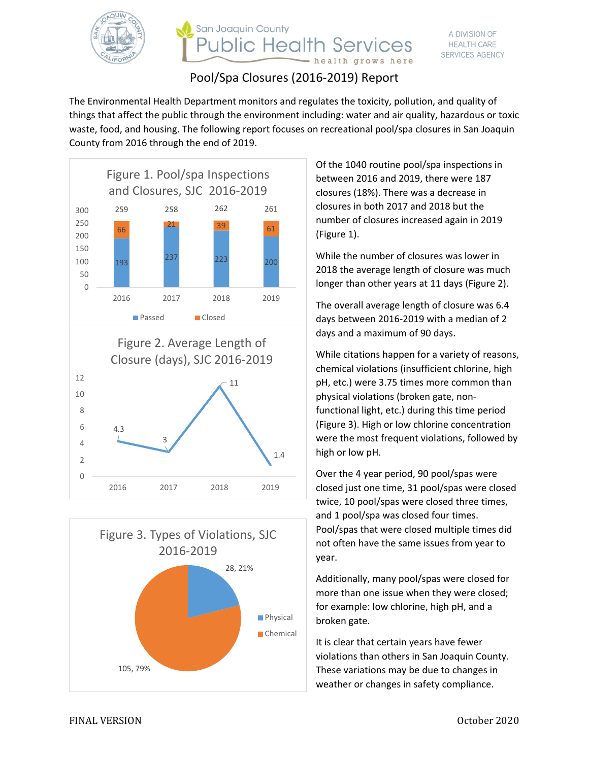San Joaquin County Public Health Services — health grows here

A DIVISION OF HEALTH CARE SERVICES AGENCY

# Pool/Spa Closures (2016-2019) Report

The Environmental Health Department monitors and regulates the toxicity, pollution, and quality of things that affect the public through the environment including: water and air quality, hazardous or toxic waste, food, and housing. The following report focuses on recreational pool/spa closures in San Joaquin County from 2016 through the end of 2019.

**Figure 1. Pool/spa Inspections and Closures, SJC 2016-2019**

| Year | Passed | Closed | Total |
|---|---|---|---|
| 2016 | 193 | 66 | 259 |
| 2017 | 237 | 21 | 258 |
| 2018 | 223 | 39 | 262 |
| 2019 | 200 | 61 | 261 |

**Figure 2. Average Length of Closure (days), SJC 2016-2019**

| Year | Average Length (days) |
|---|---|
| 2016 | 4.3 |
| 2017 | 3 |
| 2018 | 11 |
| 2019 | 1.4 |

**Figure 3. Types of Violations, SJC 2016-2019**

| Type | Count | Percent |
|---|---|---|
| Physical | 28 | 21% |
| Chemical | 105 | 79% |

Of the 1040 routine pool/spa inspections in between 2016 and 2019, there were 187 closures (18%). There was a decrease in closures in both 2017 and 2018 but the number of closures increased again in 2019 (Figure 1).

While the number of closures was lower in 2018 the average length of closure was much longer than other years at 11 days (Figure 2).

The overall average length of closure was 6.4 days between 2016-2019 with a median of 2 days and a maximum of 90 days.

While citations happen for a variety of reasons, chemical violations (insufficient chlorine, high pH, etc.) were 3.75 times more common than physical violations (broken gate, non-functional light, etc.) during this time period (Figure 3). High or low chlorine concentration were the most frequent violations, followed by high or low pH.

Over the 4 year period, 90 pool/spas were closed just one time, 31 pool/spas were closed twice, 10 pool/spas were closed three times, and 1 pool/spa was closed four times. Pool/spas that were closed multiple times did not often have the same issues from year to year.

Additionally, many pool/spas were closed for more than one issue when they were closed; for example: low chlorine, high pH, and a broken gate.

It is clear that certain years have fewer violations than others in San Joaquin County. These variations may be due to changes in weather or changes in safety compliance.

FINAL VERSION October 2020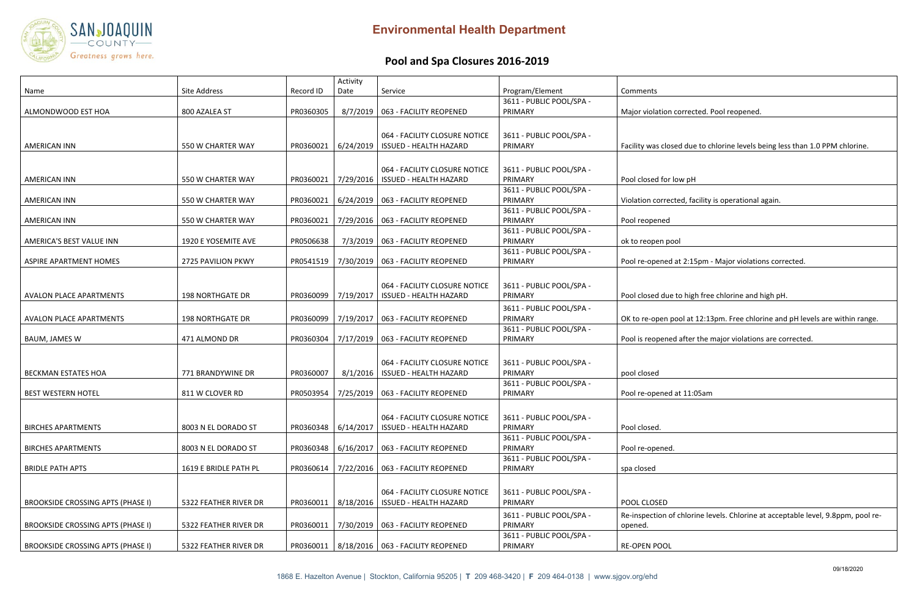# Environmental Health Department

## Pool and Spa Closures 2016-2019

| Name | Site Address | Record ID | Activity Date | Service | Program/Element | Comments |
|---|---|---|---|---|---|---|
| ALMONDWOOD EST HOA | 800 AZALEA ST | PR0360305 | 8/7/2019 | 063 - FACILITY REOPENED | 3611 - PUBLIC POOL/SPA - PRIMARY | Major violation corrected. Pool reopened. |
| AMERICAN INN | 550 W CHARTER WAY | PR0360021 | 6/24/2019 | 064 - FACILITY CLOSURE NOTICE ISSUED - HEALTH HAZARD | 3611 - PUBLIC POOL/SPA - PRIMARY | Facility was closed due to chlorine levels being less than 1.0 PPM chlorine. |
| AMERICAN INN | 550 W CHARTER WAY | PR0360021 | 7/29/2016 | 064 - FACILITY CLOSURE NOTICE ISSUED - HEALTH HAZARD | 3611 - PUBLIC POOL/SPA - PRIMARY | Pool closed for low pH |
| AMERICAN INN | 550 W CHARTER WAY | PR0360021 | 6/24/2019 | 063 - FACILITY REOPENED | 3611 - PUBLIC POOL/SPA - PRIMARY | Violation corrected, facility is operational again. |
| AMERICAN INN | 550 W CHARTER WAY | PR0360021 | 7/29/2016 | 063 - FACILITY REOPENED | 3611 - PUBLIC POOL/SPA - PRIMARY | Pool reopened |
| AMERICA'S BEST VALUE INN | 1920 E YOSEMITE AVE | PR0506638 | 7/3/2019 | 063 - FACILITY REOPENED | 3611 - PUBLIC POOL/SPA - PRIMARY | ok to reopen pool |
| ASPIRE APARTMENT HOMES | 2725 PAVILION PKWY | PR0541519 | 7/30/2019 | 063 - FACILITY REOPENED | 3611 - PUBLIC POOL/SPA - PRIMARY | Pool re-opened at 2:15pm - Major violations corrected. |
| AVALON PLACE APARTMENTS | 198 NORTHGATE DR | PR0360099 | 7/19/2017 | 064 - FACILITY CLOSURE NOTICE ISSUED - HEALTH HAZARD | 3611 - PUBLIC POOL/SPA - PRIMARY | Pool closed due to high free chlorine and high pH. |
| AVALON PLACE APARTMENTS | 198 NORTHGATE DR | PR0360099 | 7/19/2017 | 063 - FACILITY REOPENED | 3611 - PUBLIC POOL/SPA - PRIMARY | OK to re-open pool at 12:13pm. Free chlorine and pH levels are within range. |
| BAUM, JAMES W | 471 ALMOND DR | PR0360304 | 7/17/2019 | 063 - FACILITY REOPENED | 3611 - PUBLIC POOL/SPA - PRIMARY | Pool is reopened after the major violations are corrected. |
| BECKMAN ESTATES HOA | 771 BRANDYWINE DR | PR0360007 | 8/1/2016 | 064 - FACILITY CLOSURE NOTICE ISSUED - HEALTH HAZARD | 3611 - PUBLIC POOL/SPA - PRIMARY | pool closed |
| BEST WESTERN HOTEL | 811 W CLOVER RD | PR0503954 | 7/25/2019 | 063 - FACILITY REOPENED | 3611 - PUBLIC POOL/SPA - PRIMARY | Pool re-opened at 11:05am |
| BIRCHES APARTMENTS | 8003 N EL DORADO ST | PR0360348 | 6/14/2017 | 064 - FACILITY CLOSURE NOTICE ISSUED - HEALTH HAZARD | 3611 - PUBLIC POOL/SPA - PRIMARY | Pool closed. |
| BIRCHES APARTMENTS | 8003 N EL DORADO ST | PR0360348 | 6/16/2017 | 063 - FACILITY REOPENED | 3611 - PUBLIC POOL/SPA - PRIMARY | Pool re-opened. |
| BRIDLE PATH APTS | 1619 E BRIDLE PATH PL | PR0360614 | 7/22/2016 | 063 - FACILITY REOPENED | 3611 - PUBLIC POOL/SPA - PRIMARY | spa closed |
| BROOKSIDE CROSSING APTS (PHASE I) | 5322 FEATHER RIVER DR | PR0360011 | 8/18/2016 | 064 - FACILITY CLOSURE NOTICE ISSUED - HEALTH HAZARD | 3611 - PUBLIC POOL/SPA - PRIMARY | POOL CLOSED |
| BROOKSIDE CROSSING APTS (PHASE I) | 5322 FEATHER RIVER DR | PR0360011 | 7/30/2019 | 063 - FACILITY REOPENED | 3611 - PUBLIC POOL/SPA - PRIMARY | Re-inspection of chlorine levels. Chlorine at acceptable level, 9.8ppm, pool re-opened. |
| BROOKSIDE CROSSING APTS (PHASE I) | 5322 FEATHER RIVER DR | PR0360011 | 8/18/2016 | 063 - FACILITY REOPENED | 3611 - PUBLIC POOL/SPA - PRIMARY | RE-OPEN POOL |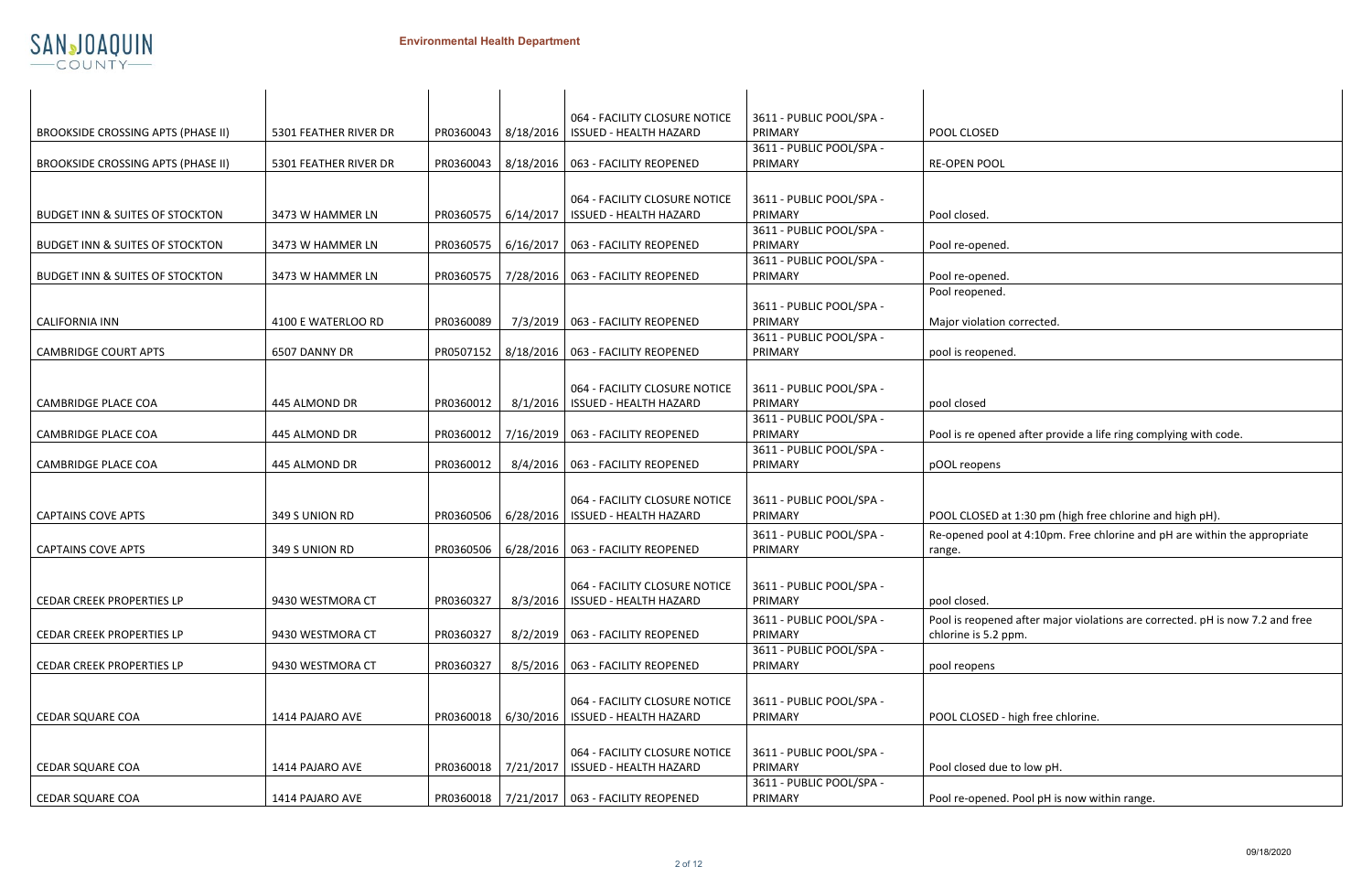| | | | | | | |
|---|---|---|---|---|---|---|
| BROOKSIDE CROSSING APTS (PHASE II) | 5301 FEATHER RIVER DR | PR0360043 | 8/18/2016 | 064 - FACILITY CLOSURE NOTICE ISSUED - HEALTH HAZARD | 3611 - PUBLIC POOL/SPA - PRIMARY | POOL CLOSED |
| BROOKSIDE CROSSING APTS (PHASE II) | 5301 FEATHER RIVER DR | PR0360043 | 8/18/2016 | 063 - FACILITY REOPENED | 3611 - PUBLIC POOL/SPA - PRIMARY | RE-OPEN POOL |
| BUDGET INN & SUITES OF STOCKTON | 3473 W HAMMER LN | PR0360575 | 6/14/2017 | 064 - FACILITY CLOSURE NOTICE ISSUED - HEALTH HAZARD | 3611 - PUBLIC POOL/SPA - PRIMARY | Pool closed. |
| BUDGET INN & SUITES OF STOCKTON | 3473 W HAMMER LN | PR0360575 | 6/16/2017 | 063 - FACILITY REOPENED | 3611 - PUBLIC POOL/SPA - PRIMARY | Pool re-opened. |
| BUDGET INN & SUITES OF STOCKTON | 3473 W HAMMER LN | PR0360575 | 7/28/2016 | 063 - FACILITY REOPENED | 3611 - PUBLIC POOL/SPA - PRIMARY | Pool re-opened. |
| CALIFORNIA INN | 4100 E WATERLOO RD | PR0360089 | 7/3/2019 | 063 - FACILITY REOPENED | 3611 - PUBLIC POOL/SPA - PRIMARY | Pool reopened. Major violation corrected. |
| CAMBRIDGE COURT APTS | 6507 DANNY DR | PR0507152 | 8/18/2016 | 063 - FACILITY REOPENED | 3611 - PUBLIC POOL/SPA - PRIMARY | pool is reopened. |
| CAMBRIDGE PLACE COA | 445 ALMOND DR | PR0360012 | 8/1/2016 | 064 - FACILITY CLOSURE NOTICE ISSUED - HEALTH HAZARD | 3611 - PUBLIC POOL/SPA - PRIMARY | pool closed |
| CAMBRIDGE PLACE COA | 445 ALMOND DR | PR0360012 | 7/16/2019 | 063 - FACILITY REOPENED | 3611 - PUBLIC POOL/SPA - PRIMARY | Pool is re opened after provide a life ring complying with code. |
| CAMBRIDGE PLACE COA | 445 ALMOND DR | PR0360012 | 8/4/2016 | 063 - FACILITY REOPENED | 3611 - PUBLIC POOL/SPA - PRIMARY | pOOL reopens |
| CAPTAINS COVE APTS | 349 S UNION RD | PR0360506 | 6/28/2016 | 064 - FACILITY CLOSURE NOTICE ISSUED - HEALTH HAZARD | 3611 - PUBLIC POOL/SPA - PRIMARY | POOL CLOSED at 1:30 pm (high free chlorine and high pH). |
| CAPTAINS COVE APTS | 349 S UNION RD | PR0360506 | 6/28/2016 | 063 - FACILITY REOPENED | 3611 - PUBLIC POOL/SPA - PRIMARY | Re-opened pool at 4:10pm. Free chlorine and pH are within the appropriate range. |
| CEDAR CREEK PROPERTIES LP | 9430 WESTMORA CT | PR0360327 | 8/3/2016 | 064 - FACILITY CLOSURE NOTICE ISSUED - HEALTH HAZARD | 3611 - PUBLIC POOL/SPA - PRIMARY | pool closed. |
| CEDAR CREEK PROPERTIES LP | 9430 WESTMORA CT | PR0360327 | 8/2/2019 | 063 - FACILITY REOPENED | 3611 - PUBLIC POOL/SPA - PRIMARY | Pool is reopened after major violations are corrected. pH is now 7.2 and free chlorine is 5.2 ppm. |
| CEDAR CREEK PROPERTIES LP | 9430 WESTMORA CT | PR0360327 | 8/5/2016 | 063 - FACILITY REOPENED | 3611 - PUBLIC POOL/SPA - PRIMARY | pool reopens |
| CEDAR SQUARE COA | 1414 PAJARO AVE | PR0360018 | 6/30/2016 | 064 - FACILITY CLOSURE NOTICE ISSUED - HEALTH HAZARD | 3611 - PUBLIC POOL/SPA - PRIMARY | POOL CLOSED - high free chlorine. |
| CEDAR SQUARE COA | 1414 PAJARO AVE | PR0360018 | 7/21/2017 | 064 - FACILITY CLOSURE NOTICE ISSUED - HEALTH HAZARD | 3611 - PUBLIC POOL/SPA - PRIMARY | Pool closed due to low pH. |
| CEDAR SQUARE COA | 1414 PAJARO AVE | PR0360018 | 7/21/2017 | 063 - FACILITY REOPENED | 3611 - PUBLIC POOL/SPA - PRIMARY | Pool re-opened. Pool pH is now within range. |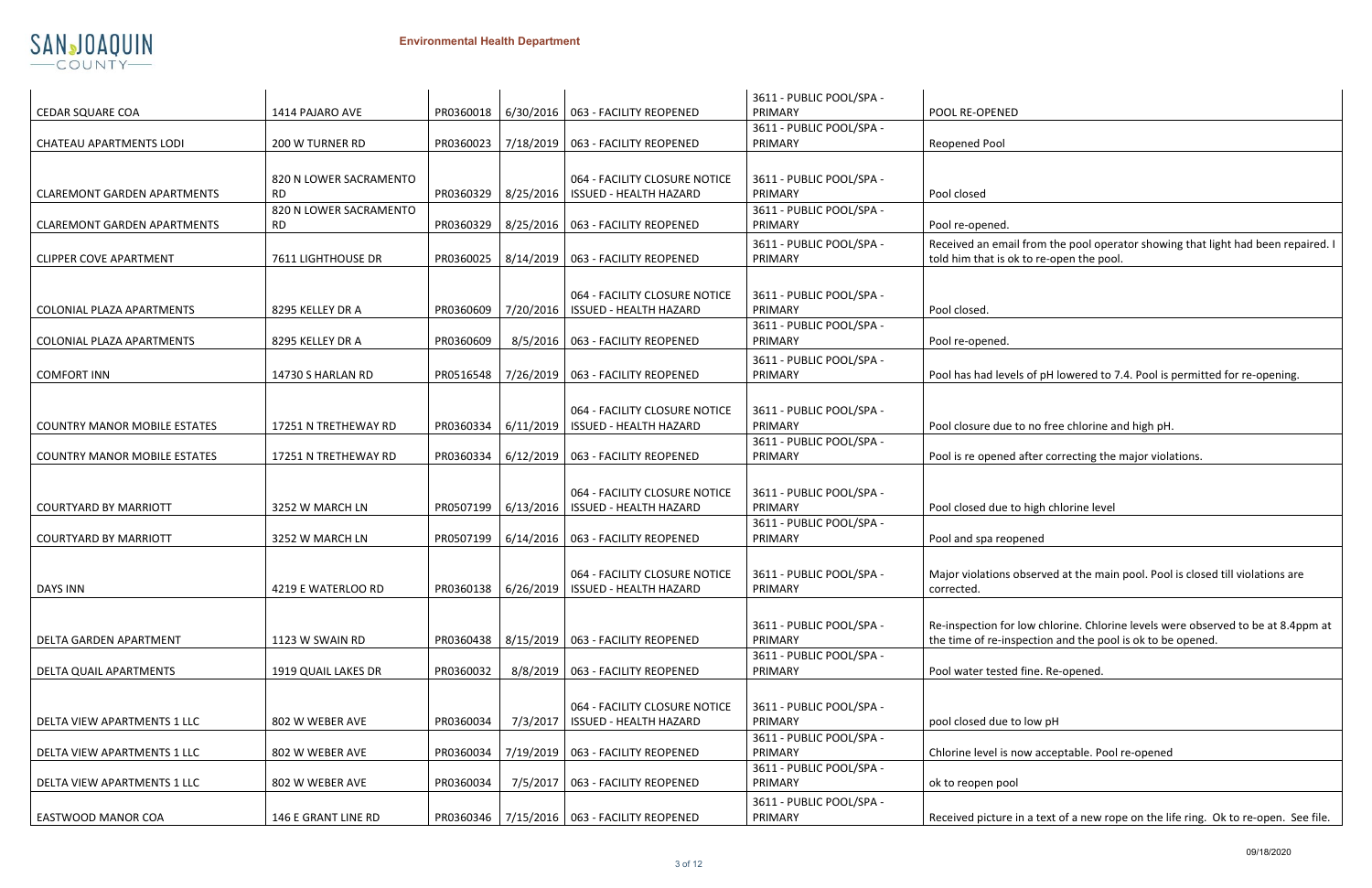| | | | | | | |
|---|---|---|---|---|---|---|
| CEDAR SQUARE COA | 1414 PAJARO AVE | PR0360018 | 6/30/2016 | 063 - FACILITY REOPENED | 3611 - PUBLIC POOL/SPA - PRIMARY | POOL RE-OPENED |
| CHATEAU APARTMENTS LODI | 200 W TURNER RD | PR0360023 | 7/18/2019 | 063 - FACILITY REOPENED | 3611 - PUBLIC POOL/SPA - PRIMARY | Reopened Pool |
| CLAREMONT GARDEN APARTMENTS | 820 N LOWER SACRAMENTO RD | PR0360329 | 8/25/2016 | 064 - FACILITY CLOSURE NOTICE ISSUED - HEALTH HAZARD | 3611 - PUBLIC POOL/SPA - PRIMARY | Pool closed |
| CLAREMONT GARDEN APARTMENTS | 820 N LOWER SACRAMENTO RD | PR0360329 | 8/25/2016 | 063 - FACILITY REOPENED | 3611 - PUBLIC POOL/SPA - PRIMARY | Pool re-opened. |
| CLIPPER COVE APARTMENT | 7611 LIGHTHOUSE DR | PR0360025 | 8/14/2019 | 063 - FACILITY REOPENED | 3611 - PUBLIC POOL/SPA - PRIMARY | Received an email from the pool operator showing that light had been repaired. I told him that is ok to re-open the pool. |
| COLONIAL PLAZA APARTMENTS | 8295 KELLEY DR A | PR0360609 | 7/20/2016 | 064 - FACILITY CLOSURE NOTICE ISSUED - HEALTH HAZARD | 3611 - PUBLIC POOL/SPA - PRIMARY | Pool closed. |
| COLONIAL PLAZA APARTMENTS | 8295 KELLEY DR A | PR0360609 | 8/5/2016 | 063 - FACILITY REOPENED | 3611 - PUBLIC POOL/SPA - PRIMARY | Pool re-opened. |
| COMFORT INN | 14730 S HARLAN RD | PR0516548 | 7/26/2019 | 063 - FACILITY REOPENED | 3611 - PUBLIC POOL/SPA - PRIMARY | Pool has had levels of pH lowered to 7.4. Pool is permitted for re-opening. |
| COUNTRY MANOR MOBILE ESTATES | 17251 N TRETHEWAY RD | PR0360334 | 6/11/2019 | 064 - FACILITY CLOSURE NOTICE ISSUED - HEALTH HAZARD | 3611 - PUBLIC POOL/SPA - PRIMARY | Pool closure due to no free chlorine and high pH. |
| COUNTRY MANOR MOBILE ESTATES | 17251 N TRETHEWAY RD | PR0360334 | 6/12/2019 | 063 - FACILITY REOPENED | 3611 - PUBLIC POOL/SPA - PRIMARY | Pool is re opened after correcting the major violations. |
| COURTYARD BY MARRIOTT | 3252 W MARCH LN | PR0507199 | 6/13/2016 | 064 - FACILITY CLOSURE NOTICE ISSUED - HEALTH HAZARD | 3611 - PUBLIC POOL/SPA - PRIMARY | Pool closed due to high chlorine level |
| COURTYARD BY MARRIOTT | 3252 W MARCH LN | PR0507199 | 6/14/2016 | 063 - FACILITY REOPENED | 3611 - PUBLIC POOL/SPA - PRIMARY | Pool and spa reopened |
| DAYS INN | 4219 E WATERLOO RD | PR0360138 | 6/26/2019 | 064 - FACILITY CLOSURE NOTICE ISSUED - HEALTH HAZARD | 3611 - PUBLIC POOL/SPA - PRIMARY | Major violations observed at the main pool. Pool is closed till violations are corrected. |
| DELTA GARDEN APARTMENT | 1123 W SWAIN RD | PR0360438 | 8/15/2019 | 063 - FACILITY REOPENED | 3611 - PUBLIC POOL/SPA - PRIMARY | Re-inspection for low chlorine. Chlorine levels were observed to be at 8.4ppm at the time of re-inspection and the pool is ok to be opened. |
| DELTA QUAIL APARTMENTS | 1919 QUAIL LAKES DR | PR0360032 | 8/8/2019 | 063 - FACILITY REOPENED | 3611 - PUBLIC POOL/SPA - PRIMARY | Pool water tested fine. Re-opened. |
| DELTA VIEW APARTMENTS 1 LLC | 802 W WEBER AVE | PR0360034 | 7/3/2017 | 064 - FACILITY CLOSURE NOTICE ISSUED - HEALTH HAZARD | 3611 - PUBLIC POOL/SPA - PRIMARY | pool closed due to low pH |
| DELTA VIEW APARTMENTS 1 LLC | 802 W WEBER AVE | PR0360034 | 7/19/2019 | 063 - FACILITY REOPENED | 3611 - PUBLIC POOL/SPA - PRIMARY | Chlorine level is now acceptable. Pool re-opened |
| DELTA VIEW APARTMENTS 1 LLC | 802 W WEBER AVE | PR0360034 | 7/5/2017 | 063 - FACILITY REOPENED | 3611 - PUBLIC POOL/SPA - PRIMARY | ok to reopen pool |
| EASTWOOD MANOR COA | 146 E GRANT LINE RD | PR0360346 | 7/15/2016 | 063 - FACILITY REOPENED | 3611 - PUBLIC POOL/SPA - PRIMARY | Received picture in a text of a new rope on the life ring. Ok to re-open. See file. |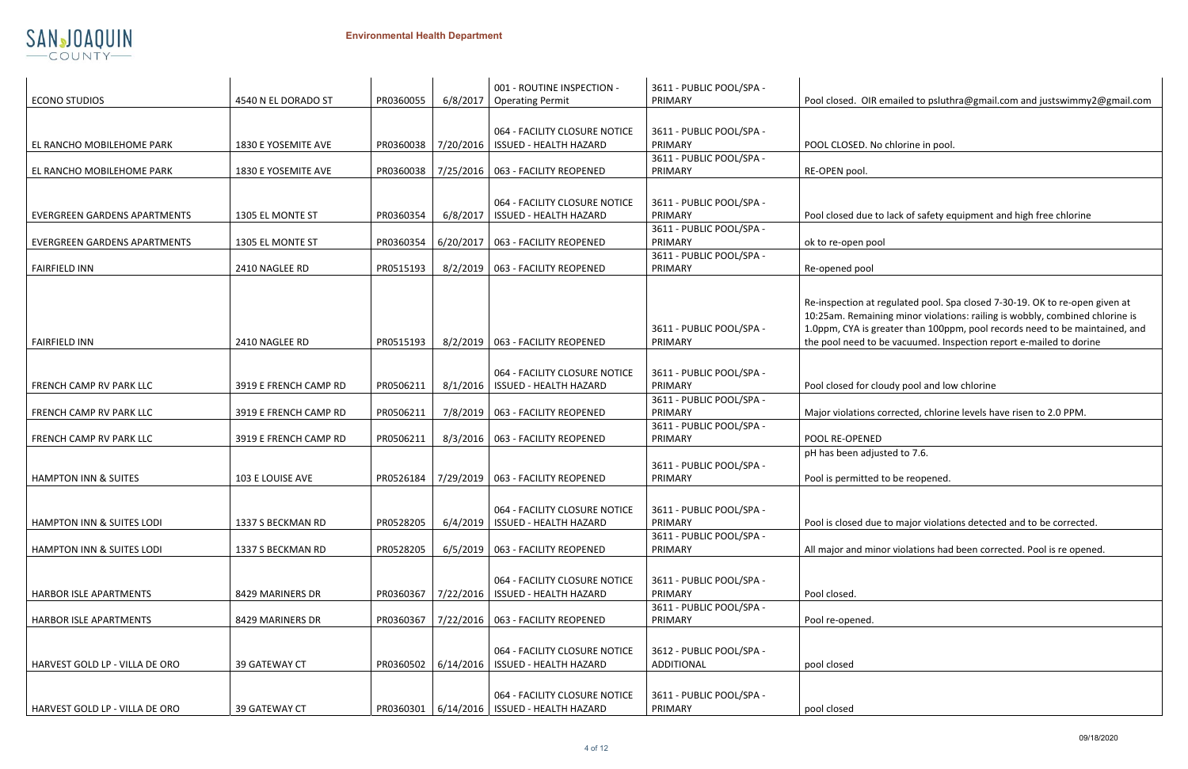| ECONO STUDIOS | 4540 N EL DORADO ST | PR0360055 | 6/8/2017 | 001 - ROUTINE INSPECTION - Operating Permit | 3611 - PUBLIC POOL/SPA - PRIMARY | Pool closed. OIR emailed to psluthra@gmail.com and justswimmy2@gmail.com |
|---|---|---|---|---|---|---|
| EL RANCHO MOBILEHOME PARK | 1830 E YOSEMITE AVE | PR0360038 | 7/20/2016 | 064 - FACILITY CLOSURE NOTICE ISSUED - HEALTH HAZARD | 3611 - PUBLIC POOL/SPA - PRIMARY | POOL CLOSED. No chlorine in pool. |
| EL RANCHO MOBILEHOME PARK | 1830 E YOSEMITE AVE | PR0360038 | 7/25/2016 | 063 - FACILITY REOPENED | 3611 - PUBLIC POOL/SPA - PRIMARY | RE-OPEN pool. |
| EVERGREEN GARDENS APARTMENTS | 1305 EL MONTE ST | PR0360354 | 6/8/2017 | 064 - FACILITY CLOSURE NOTICE ISSUED - HEALTH HAZARD | 3611 - PUBLIC POOL/SPA - PRIMARY | Pool closed due to lack of safety equipment and high free chlorine |
| EVERGREEN GARDENS APARTMENTS | 1305 EL MONTE ST | PR0360354 | 6/20/2017 | 063 - FACILITY REOPENED | 3611 - PUBLIC POOL/SPA - PRIMARY | ok to re-open pool |
| FAIRFIELD INN | 2410 NAGLEE RD | PR0515193 | 8/2/2019 | 063 - FACILITY REOPENED | 3611 - PUBLIC POOL/SPA - PRIMARY | Re-opened pool |
| FAIRFIELD INN | 2410 NAGLEE RD | PR0515193 | 8/2/2019 | 063 - FACILITY REOPENED | 3611 - PUBLIC POOL/SPA - PRIMARY | Re-inspection at regulated pool. Spa closed 7-30-19. OK to re-open given at 10:25am. Remaining minor violations: railing is wobbly, combined chlorine is 1.0ppm, CYA is greater than 100ppm, pool records need to be maintained, and the pool need to be vacuumed. Inspection report e-mailed to dorine |
| FRENCH CAMP RV PARK LLC | 3919 E FRENCH CAMP RD | PR0506211 | 8/1/2016 | 064 - FACILITY CLOSURE NOTICE ISSUED - HEALTH HAZARD | 3611 - PUBLIC POOL/SPA - PRIMARY | Pool closed for cloudy pool and low chlorine |
| FRENCH CAMP RV PARK LLC | 3919 E FRENCH CAMP RD | PR0506211 | 7/8/2019 | 063 - FACILITY REOPENED | 3611 - PUBLIC POOL/SPA - PRIMARY | Major violations corrected, chlorine levels have risen to 2.0 PPM. |
| FRENCH CAMP RV PARK LLC | 3919 E FRENCH CAMP RD | PR0506211 | 8/3/2016 | 063 - FACILITY REOPENED | 3611 - PUBLIC POOL/SPA - PRIMARY | POOL RE-OPENED |
| HAMPTON INN & SUITES | 103 E LOUISE AVE | PR0526184 | 7/29/2019 | 063 - FACILITY REOPENED | 3611 - PUBLIC POOL/SPA - PRIMARY | pH has been adjusted to 7.6. Pool is permitted to be reopened. |
| HAMPTON INN & SUITES LODI | 1337 S BECKMAN RD | PR0528205 | 6/4/2019 | 064 - FACILITY CLOSURE NOTICE ISSUED - HEALTH HAZARD | 3611 - PUBLIC POOL/SPA - PRIMARY | Pool is closed due to major violations detected and to be corrected. |
| HAMPTON INN & SUITES LODI | 1337 S BECKMAN RD | PR0528205 | 6/5/2019 | 063 - FACILITY REOPENED | 3611 - PUBLIC POOL/SPA - PRIMARY | All major and minor violations had been corrected. Pool is re opened. |
| HARBOR ISLE APARTMENTS | 8429 MARINERS DR | PR0360367 | 7/22/2016 | 064 - FACILITY CLOSURE NOTICE ISSUED - HEALTH HAZARD | 3611 - PUBLIC POOL/SPA - PRIMARY | Pool closed. |
| HARBOR ISLE APARTMENTS | 8429 MARINERS DR | PR0360367 | 7/22/2016 | 063 - FACILITY REOPENED | 3611 - PUBLIC POOL/SPA - PRIMARY | Pool re-opened. |
| HARVEST GOLD LP - VILLA DE ORO | 39 GATEWAY CT | PR0360502 | 6/14/2016 | 064 - FACILITY CLOSURE NOTICE ISSUED - HEALTH HAZARD | 3612 - PUBLIC POOL/SPA - ADDITIONAL | pool closed |
| HARVEST GOLD LP - VILLA DE ORO | 39 GATEWAY CT | PR0360301 | 6/14/2016 | 064 - FACILITY CLOSURE NOTICE ISSUED - HEALTH HAZARD | 3611 - PUBLIC POOL/SPA - PRIMARY | pool closed |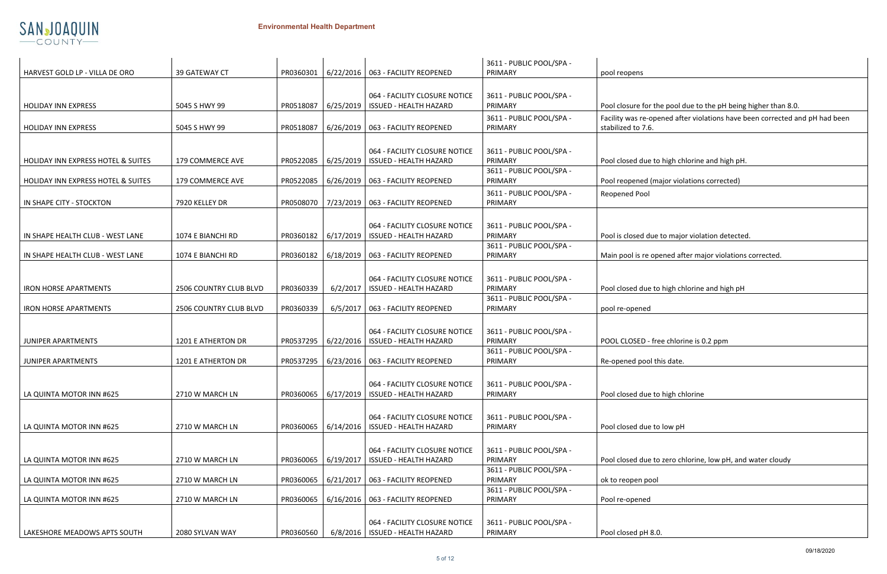| | | | | | | |
|---|---|---|---|---|---|---|
| HARVEST GOLD LP - VILLA DE ORO | 39 GATEWAY CT | PR0360301 | 6/22/2016 | 063 - FACILITY REOPENED | 3611 - PUBLIC POOL/SPA - PRIMARY | pool reopens |
| HOLIDAY INN EXPRESS | 5045 S HWY 99 | PR0518087 | 6/25/2019 | 064 - FACILITY CLOSURE NOTICE ISSUED - HEALTH HAZARD | 3611 - PUBLIC POOL/SPA - PRIMARY | Pool closure for the pool due to the pH being higher than 8.0. |
| HOLIDAY INN EXPRESS | 5045 S HWY 99 | PR0518087 | 6/26/2019 | 063 - FACILITY REOPENED | 3611 - PUBLIC POOL/SPA - PRIMARY | Facility was re-opened after violations have been corrected and pH had been stabilized to 7.6. |
| HOLIDAY INN EXPRESS HOTEL & SUITES | 179 COMMERCE AVE | PR0522085 | 6/25/2019 | 064 - FACILITY CLOSURE NOTICE ISSUED - HEALTH HAZARD | 3611 - PUBLIC POOL/SPA - PRIMARY | Pool closed due to high chlorine and high pH. |
| HOLIDAY INN EXPRESS HOTEL & SUITES | 179 COMMERCE AVE | PR0522085 | 6/26/2019 | 063 - FACILITY REOPENED | 3611 - PUBLIC POOL/SPA - PRIMARY | Pool reopened (major violations corrected) |
| IN SHAPE CITY - STOCKTON | 7920 KELLEY DR | PR0508070 | 7/23/2019 | 063 - FACILITY REOPENED | 3611 - PUBLIC POOL/SPA - PRIMARY | Reopened Pool |
| IN SHAPE HEALTH CLUB - WEST LANE | 1074 E BIANCHI RD | PR0360182 | 6/17/2019 | 064 - FACILITY CLOSURE NOTICE ISSUED - HEALTH HAZARD | 3611 - PUBLIC POOL/SPA - PRIMARY | Pool is closed due to major violation detected. |
| IN SHAPE HEALTH CLUB - WEST LANE | 1074 E BIANCHI RD | PR0360182 | 6/18/2019 | 063 - FACILITY REOPENED | 3611 - PUBLIC POOL/SPA - PRIMARY | Main pool is re opened after major violations corrected. |
| IRON HORSE APARTMENTS | 2506 COUNTRY CLUB BLVD | PR0360339 | 6/2/2017 | 064 - FACILITY CLOSURE NOTICE ISSUED - HEALTH HAZARD | 3611 - PUBLIC POOL/SPA - PRIMARY | Pool closed due to high chlorine and high pH |
| IRON HORSE APARTMENTS | 2506 COUNTRY CLUB BLVD | PR0360339 | 6/5/2017 | 063 - FACILITY REOPENED | 3611 - PUBLIC POOL/SPA - PRIMARY | pool re-opened |
| JUNIPER APARTMENTS | 1201 E ATHERTON DR | PR0537295 | 6/22/2016 | 064 - FACILITY CLOSURE NOTICE ISSUED - HEALTH HAZARD | 3611 - PUBLIC POOL/SPA - PRIMARY | POOL CLOSED - free chlorine is 0.2 ppm |
| JUNIPER APARTMENTS | 1201 E ATHERTON DR | PR0537295 | 6/23/2016 | 063 - FACILITY REOPENED | 3611 - PUBLIC POOL/SPA - PRIMARY | Re-opened pool this date. |
| LA QUINTA MOTOR INN #625 | 2710 W MARCH LN | PR0360065 | 6/17/2019 | 064 - FACILITY CLOSURE NOTICE ISSUED - HEALTH HAZARD | 3611 - PUBLIC POOL/SPA - PRIMARY | Pool closed due to high chlorine |
| LA QUINTA MOTOR INN #625 | 2710 W MARCH LN | PR0360065 | 6/14/2016 | 064 - FACILITY CLOSURE NOTICE ISSUED - HEALTH HAZARD | 3611 - PUBLIC POOL/SPA - PRIMARY | Pool closed due to low pH |
| LA QUINTA MOTOR INN #625 | 2710 W MARCH LN | PR0360065 | 6/19/2017 | 064 - FACILITY CLOSURE NOTICE ISSUED - HEALTH HAZARD | 3611 - PUBLIC POOL/SPA - PRIMARY | Pool closed due to zero chlorine, low pH, and water cloudy |
| LA QUINTA MOTOR INN #625 | 2710 W MARCH LN | PR0360065 | 6/21/2017 | 063 - FACILITY REOPENED | 3611 - PUBLIC POOL/SPA - PRIMARY | ok to reopen pool |
| LA QUINTA MOTOR INN #625 | 2710 W MARCH LN | PR0360065 | 6/16/2016 | 063 - FACILITY REOPENED | 3611 - PUBLIC POOL/SPA - PRIMARY | Pool re-opened |
| LAKESHORE MEADOWS APTS SOUTH | 2080 SYLVAN WAY | PR0360560 | 6/8/2016 | 064 - FACILITY CLOSURE NOTICE ISSUED - HEALTH HAZARD | 3611 - PUBLIC POOL/SPA - PRIMARY | Pool closed pH 8.0. |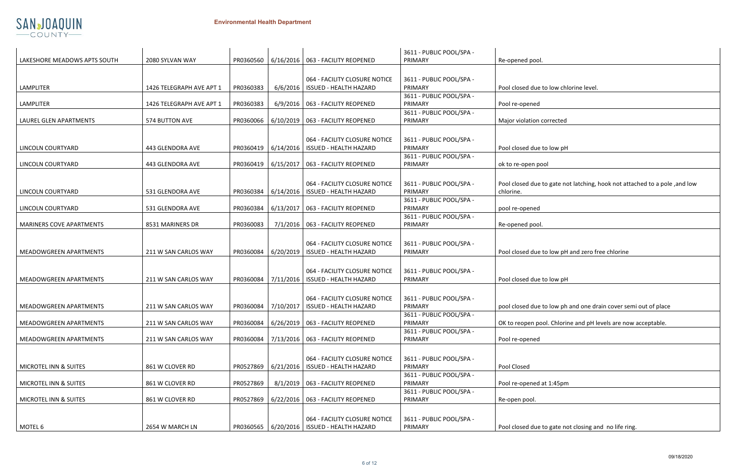**Environmental Health Department**

| | | | | | | |
|---|---|---|---|---|---|---|
| LAKESHORE MEADOWS APTS SOUTH | 2080 SYLVAN WAY | PR0360560 | 6/16/2016 | 063 - FACILITY REOPENED | 3611 - PUBLIC POOL/SPA - PRIMARY | Re-opened pool. |
| LAMPLITER | 1426 TELEGRAPH AVE APT 1 | PR0360383 | 6/6/2016 | 064 - FACILITY CLOSURE NOTICE ISSUED - HEALTH HAZARD | 3611 - PUBLIC POOL/SPA - PRIMARY | Pool closed due to low chlorine level. |
| LAMPLITER | 1426 TELEGRAPH AVE APT 1 | PR0360383 | 6/9/2016 | 063 - FACILITY REOPENED | 3611 - PUBLIC POOL/SPA - PRIMARY | Pool re-opened |
| LAUREL GLEN APARTMENTS | 574 BUTTON AVE | PR0360066 | 6/10/2019 | 063 - FACILITY REOPENED | 3611 - PUBLIC POOL/SPA - PRIMARY | Major violation corrected |
| LINCOLN COURTYARD | 443 GLENDORA AVE | PR0360419 | 6/14/2016 | 064 - FACILITY CLOSURE NOTICE ISSUED - HEALTH HAZARD | 3611 - PUBLIC POOL/SPA - PRIMARY | Pool closed due to low pH |
| LINCOLN COURTYARD | 443 GLENDORA AVE | PR0360419 | 6/15/2017 | 063 - FACILITY REOPENED | 3611 - PUBLIC POOL/SPA - PRIMARY | ok to re-open pool |
| LINCOLN COURTYARD | 531 GLENDORA AVE | PR0360384 | 6/14/2016 | 064 - FACILITY CLOSURE NOTICE ISSUED - HEALTH HAZARD | 3611 - PUBLIC POOL/SPA - PRIMARY | Pool closed due to gate not latching, hook not attached to a pole ,and low chlorine. |
| LINCOLN COURTYARD | 531 GLENDORA AVE | PR0360384 | 6/13/2017 | 063 - FACILITY REOPENED | 3611 - PUBLIC POOL/SPA - PRIMARY | pool re-opened |
| MARINERS COVE APARTMENTS | 8531 MARINERS DR | PR0360083 | 7/1/2016 | 063 - FACILITY REOPENED | 3611 - PUBLIC POOL/SPA - PRIMARY | Re-opened pool. |
| MEADOWGREEN APARTMENTS | 211 W SAN CARLOS WAY | PR0360084 | 6/20/2019 | 064 - FACILITY CLOSURE NOTICE ISSUED - HEALTH HAZARD | 3611 - PUBLIC POOL/SPA - PRIMARY | Pool closed due to low pH and zero free chlorine |
| MEADOWGREEN APARTMENTS | 211 W SAN CARLOS WAY | PR0360084 | 7/11/2016 | 064 - FACILITY CLOSURE NOTICE ISSUED - HEALTH HAZARD | 3611 - PUBLIC POOL/SPA - PRIMARY | Pool closed due to low pH |
| MEADOWGREEN APARTMENTS | 211 W SAN CARLOS WAY | PR0360084 | 7/10/2017 | 064 - FACILITY CLOSURE NOTICE ISSUED - HEALTH HAZARD | 3611 - PUBLIC POOL/SPA - PRIMARY | pool closed due to low ph and one drain cover semi out of place |
| MEADOWGREEN APARTMENTS | 211 W SAN CARLOS WAY | PR0360084 | 6/26/2019 | 063 - FACILITY REOPENED | 3611 - PUBLIC POOL/SPA - PRIMARY | OK to reopen pool. Chlorine and pH levels are now acceptable. |
| MEADOWGREEN APARTMENTS | 211 W SAN CARLOS WAY | PR0360084 | 7/13/2016 | 063 - FACILITY REOPENED | 3611 - PUBLIC POOL/SPA - PRIMARY | Pool re-opened |
| MICROTEL INN & SUITES | 861 W CLOVER RD | PR0527869 | 6/21/2016 | 064 - FACILITY CLOSURE NOTICE ISSUED - HEALTH HAZARD | 3611 - PUBLIC POOL/SPA - PRIMARY | Pool Closed |
| MICROTEL INN & SUITES | 861 W CLOVER RD | PR0527869 | 8/1/2019 | 063 - FACILITY REOPENED | 3611 - PUBLIC POOL/SPA - PRIMARY | Pool re-opened at 1:45pm |
| MICROTEL INN & SUITES | 861 W CLOVER RD | PR0527869 | 6/22/2016 | 063 - FACILITY REOPENED | 3611 - PUBLIC POOL/SPA - PRIMARY | Re-open pool. |
| MOTEL 6 | 2654 W MARCH LN | PR0360565 | 6/20/2016 | 064 - FACILITY CLOSURE NOTICE ISSUED - HEALTH HAZARD | 3611 - PUBLIC POOL/SPA - PRIMARY | Pool closed due to gate not closing and no life ring. |

09/18/2020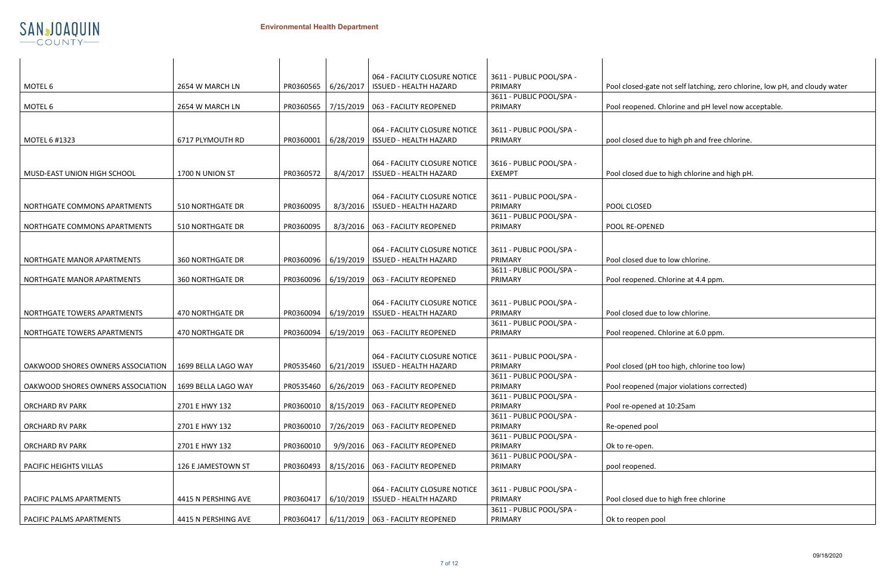| | | | | | | |
|---|---|---|---|---|---|---|
| MOTEL 6 | 2654 W MARCH LN | PR0360565 | 6/26/2017 | 064 - FACILITY CLOSURE NOTICE ISSUED - HEALTH HAZARD | 3611 - PUBLIC POOL/SPA - PRIMARY | Pool closed-gate not self latching, zero chlorine, low pH, and cloudy water |
| MOTEL 6 | 2654 W MARCH LN | PR0360565 | 7/15/2019 | 063 - FACILITY REOPENED | 3611 - PUBLIC POOL/SPA - PRIMARY | Pool reopened. Chlorine and pH level now acceptable. |
| MOTEL 6 #1323 | 6717 PLYMOUTH RD | PR0360001 | 6/28/2019 | 064 - FACILITY CLOSURE NOTICE ISSUED - HEALTH HAZARD | 3611 - PUBLIC POOL/SPA - PRIMARY | pool closed due to high ph and free chlorine. |
| MUSD-EAST UNION HIGH SCHOOL | 1700 N UNION ST | PR0360572 | 8/4/2017 | 064 - FACILITY CLOSURE NOTICE ISSUED - HEALTH HAZARD | 3616 - PUBLIC POOL/SPA - EXEMPT | Pool closed due to high chlorine and high pH. |
| NORTHGATE COMMONS APARTMENTS | 510 NORTHGATE DR | PR0360095 | 8/3/2016 | 064 - FACILITY CLOSURE NOTICE ISSUED - HEALTH HAZARD | 3611 - PUBLIC POOL/SPA - PRIMARY | POOL CLOSED |
| NORTHGATE COMMONS APARTMENTS | 510 NORTHGATE DR | PR0360095 | 8/3/2016 | 063 - FACILITY REOPENED | 3611 - PUBLIC POOL/SPA - PRIMARY | POOL RE-OPENED |
| NORTHGATE MANOR APARTMENTS | 360 NORTHGATE DR | PR0360096 | 6/19/2019 | 064 - FACILITY CLOSURE NOTICE ISSUED - HEALTH HAZARD | 3611 - PUBLIC POOL/SPA - PRIMARY | Pool closed due to low chlorine. |
| NORTHGATE MANOR APARTMENTS | 360 NORTHGATE DR | PR0360096 | 6/19/2019 | 063 - FACILITY REOPENED | 3611 - PUBLIC POOL/SPA - PRIMARY | Pool reopened. Chlorine at 4.4 ppm. |
| NORTHGATE TOWERS APARTMENTS | 470 NORTHGATE DR | PR0360094 | 6/19/2019 | 064 - FACILITY CLOSURE NOTICE ISSUED - HEALTH HAZARD | 3611 - PUBLIC POOL/SPA - PRIMARY | Pool closed due to low chlorine. |
| NORTHGATE TOWERS APARTMENTS | 470 NORTHGATE DR | PR0360094 | 6/19/2019 | 063 - FACILITY REOPENED | 3611 - PUBLIC POOL/SPA - PRIMARY | Pool reopened. Chlorine at 6.0 ppm. |
| OAKWOOD SHORES OWNERS ASSOCIATION | 1699 BELLA LAGO WAY | PR0535460 | 6/21/2019 | 064 - FACILITY CLOSURE NOTICE ISSUED - HEALTH HAZARD | 3611 - PUBLIC POOL/SPA - PRIMARY | Pool closed (pH too high, chlorine too low) |
| OAKWOOD SHORES OWNERS ASSOCIATION | 1699 BELLA LAGO WAY | PR0535460 | 6/26/2019 | 063 - FACILITY REOPENED | 3611 - PUBLIC POOL/SPA - PRIMARY | Pool reopened (major violations corrected) |
| ORCHARD RV PARK | 2701 E HWY 132 | PR0360010 | 8/15/2019 | 063 - FACILITY REOPENED | 3611 - PUBLIC POOL/SPA - PRIMARY | Pool re-opened at 10:25am |
| ORCHARD RV PARK | 2701 E HWY 132 | PR0360010 | 7/26/2019 | 063 - FACILITY REOPENED | 3611 - PUBLIC POOL/SPA - PRIMARY | Re-opened pool |
| ORCHARD RV PARK | 2701 E HWY 132 | PR0360010 | 9/9/2016 | 063 - FACILITY REOPENED | 3611 - PUBLIC POOL/SPA - PRIMARY | Ok to re-open. |
| PACIFIC HEIGHTS VILLAS | 126 E JAMESTOWN ST | PR0360493 | 8/15/2016 | 063 - FACILITY REOPENED | 3611 - PUBLIC POOL/SPA - PRIMARY | pool reopened. |
| PACIFIC PALMS APARTMENTS | 4415 N PERSHING AVE | PR0360417 | 6/10/2019 | 064 - FACILITY CLOSURE NOTICE ISSUED - HEALTH HAZARD | 3611 - PUBLIC POOL/SPA - PRIMARY | Pool closed due to high free chlorine |
| PACIFIC PALMS APARTMENTS | 4415 N PERSHING AVE | PR0360417 | 6/11/2019 | 063 - FACILITY REOPENED | 3611 - PUBLIC POOL/SPA - PRIMARY | Ok to reopen pool |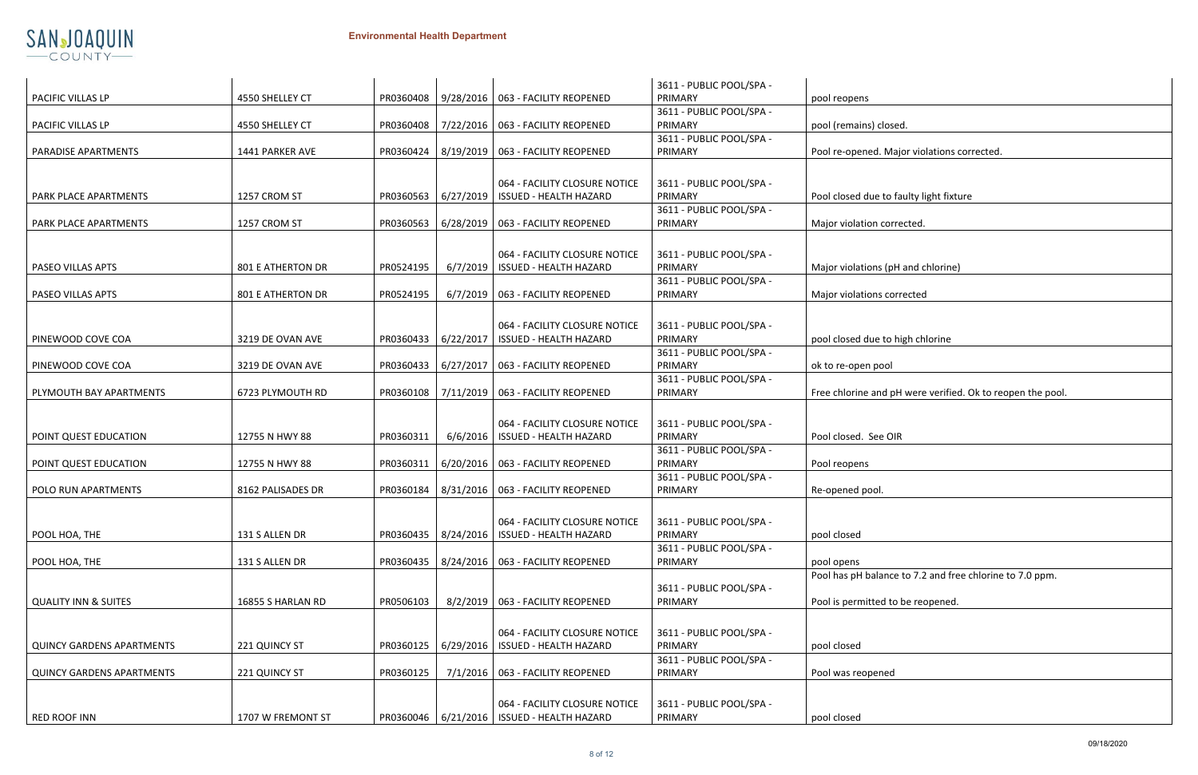| | | | | | | |
|---|---|---|---|---|---|---|
| PACIFIC VILLAS LP | 4550 SHELLEY CT | PR0360408 | 9/28/2016 | 063 - FACILITY REOPENED | 3611 - PUBLIC POOL/SPA - PRIMARY | pool reopens |
| PACIFIC VILLAS LP | 4550 SHELLEY CT | PR0360408 | 7/22/2016 | 063 - FACILITY REOPENED | 3611 - PUBLIC POOL/SPA - PRIMARY | pool (remains) closed. |
| PARADISE APARTMENTS | 1441 PARKER AVE | PR0360424 | 8/19/2019 | 063 - FACILITY REOPENED | 3611 - PUBLIC POOL/SPA - PRIMARY | Pool re-opened. Major violations corrected. |
| PARK PLACE APARTMENTS | 1257 CROM ST | PR0360563 | 6/27/2019 | 064 - FACILITY CLOSURE NOTICE ISSUED - HEALTH HAZARD | 3611 - PUBLIC POOL/SPA - PRIMARY | Pool closed due to faulty light fixture |
| PARK PLACE APARTMENTS | 1257 CROM ST | PR0360563 | 6/28/2019 | 063 - FACILITY REOPENED | 3611 - PUBLIC POOL/SPA - PRIMARY | Major violation corrected. |
| PASEO VILLAS APTS | 801 E ATHERTON DR | PR0524195 | 6/7/2019 | 064 - FACILITY CLOSURE NOTICE ISSUED - HEALTH HAZARD | 3611 - PUBLIC POOL/SPA - PRIMARY | Major violations (pH and chlorine) |
| PASEO VILLAS APTS | 801 E ATHERTON DR | PR0524195 | 6/7/2019 | 063 - FACILITY REOPENED | 3611 - PUBLIC POOL/SPA - PRIMARY | Major violations corrected |
| PINEWOOD COVE COA | 3219 DE OVAN AVE | PR0360433 | 6/22/2017 | 064 - FACILITY CLOSURE NOTICE ISSUED - HEALTH HAZARD | 3611 - PUBLIC POOL/SPA - PRIMARY | pool closed due to high chlorine |
| PINEWOOD COVE COA | 3219 DE OVAN AVE | PR0360433 | 6/27/2017 | 063 - FACILITY REOPENED | 3611 - PUBLIC POOL/SPA - PRIMARY | ok to re-open pool |
| PLYMOUTH BAY APARTMENTS | 6723 PLYMOUTH RD | PR0360108 | 7/11/2019 | 063 - FACILITY REOPENED | 3611 - PUBLIC POOL/SPA - PRIMARY | Free chlorine and pH were verified. Ok to reopen the pool. |
| POINT QUEST EDUCATION | 12755 N HWY 88 | PR0360311 | 6/6/2016 | 064 - FACILITY CLOSURE NOTICE ISSUED - HEALTH HAZARD | 3611 - PUBLIC POOL/SPA - PRIMARY | Pool closed. See OIR |
| POINT QUEST EDUCATION | 12755 N HWY 88 | PR0360311 | 6/20/2016 | 063 - FACILITY REOPENED | 3611 - PUBLIC POOL/SPA - PRIMARY | Pool reopens |
| POLO RUN APARTMENTS | 8162 PALISADES DR | PR0360184 | 8/31/2016 | 063 - FACILITY REOPENED | 3611 - PUBLIC POOL/SPA - PRIMARY | Re-opened pool. |
| POOL HOA, THE | 131 S ALLEN DR | PR0360435 | 8/24/2016 | 064 - FACILITY CLOSURE NOTICE ISSUED - HEALTH HAZARD | 3611 - PUBLIC POOL/SPA - PRIMARY | pool closed |
| POOL HOA, THE | 131 S ALLEN DR | PR0360435 | 8/24/2016 | 063 - FACILITY REOPENED | 3611 - PUBLIC POOL/SPA - PRIMARY | pool opens |
| QUALITY INN & SUITES | 16855 S HARLAN RD | PR0506103 | 8/2/2019 | 063 - FACILITY REOPENED | 3611 - PUBLIC POOL/SPA - PRIMARY | Pool has pH balance to 7.2 and free chlorine to 7.0 ppm. Pool is permitted to be reopened. |
| QUINCY GARDENS APARTMENTS | 221 QUINCY ST | PR0360125 | 6/29/2016 | 064 - FACILITY CLOSURE NOTICE ISSUED - HEALTH HAZARD | 3611 - PUBLIC POOL/SPA - PRIMARY | pool closed |
| QUINCY GARDENS APARTMENTS | 221 QUINCY ST | PR0360125 | 7/1/2016 | 063 - FACILITY REOPENED | 3611 - PUBLIC POOL/SPA - PRIMARY | Pool was reopened |
| RED ROOF INN | 1707 W FREMONT ST | PR0360046 | 6/21/2016 | 064 - FACILITY CLOSURE NOTICE ISSUED - HEALTH HAZARD | 3611 - PUBLIC POOL/SPA - PRIMARY | pool closed |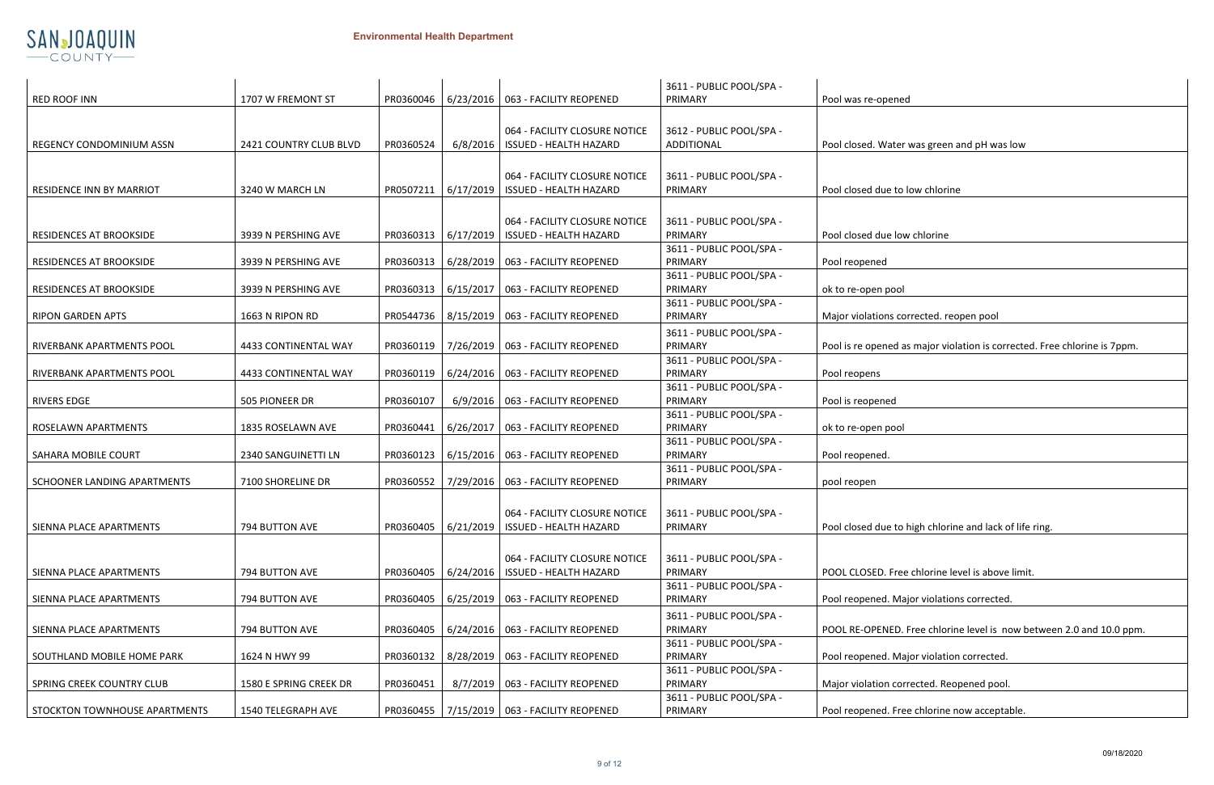| | | | | | | |
|---|---|---|---|---|---|---|
| RED ROOF INN | 1707 W FREMONT ST | PR0360046 | 6/23/2016 | 063 - FACILITY REOPENED | 3611 - PUBLIC POOL/SPA - PRIMARY | Pool was re-opened |
| REGENCY CONDOMINIUM ASSN | 2421 COUNTRY CLUB BLVD | PR0360524 | 6/8/2016 | 064 - FACILITY CLOSURE NOTICE ISSUED - HEALTH HAZARD | 3612 - PUBLIC POOL/SPA - ADDITIONAL | Pool closed. Water was green and pH was low |
| RESIDENCE INN BY MARRIOT | 3240 W MARCH LN | PR0507211 | 6/17/2019 | 064 - FACILITY CLOSURE NOTICE ISSUED - HEALTH HAZARD | 3611 - PUBLIC POOL/SPA - PRIMARY | Pool closed due to low chlorine |
| RESIDENCES AT BROOKSIDE | 3939 N PERSHING AVE | PR0360313 | 6/17/2019 | 064 - FACILITY CLOSURE NOTICE ISSUED - HEALTH HAZARD | 3611 - PUBLIC POOL/SPA - PRIMARY | Pool closed due low chlorine |
| RESIDENCES AT BROOKSIDE | 3939 N PERSHING AVE | PR0360313 | 6/28/2019 | 063 - FACILITY REOPENED | 3611 - PUBLIC POOL/SPA - PRIMARY | Pool reopened |
| RESIDENCES AT BROOKSIDE | 3939 N PERSHING AVE | PR0360313 | 6/15/2017 | 063 - FACILITY REOPENED | 3611 - PUBLIC POOL/SPA - PRIMARY | ok to re-open pool |
| RIPON GARDEN APTS | 1663 N RIPON RD | PR0544736 | 8/15/2019 | 063 - FACILITY REOPENED | 3611 - PUBLIC POOL/SPA - PRIMARY | Major violations corrected. reopen pool |
| RIVERBANK APARTMENTS POOL | 4433 CONTINENTAL WAY | PR0360119 | 7/26/2019 | 063 - FACILITY REOPENED | 3611 - PUBLIC POOL/SPA - PRIMARY | Pool is re opened as major violation is corrected. Free chlorine is 7ppm. |
| RIVERBANK APARTMENTS POOL | 4433 CONTINENTAL WAY | PR0360119 | 6/24/2016 | 063 - FACILITY REOPENED | 3611 - PUBLIC POOL/SPA - PRIMARY | Pool reopens |
| RIVERS EDGE | 505 PIONEER DR | PR0360107 | 6/9/2016 | 063 - FACILITY REOPENED | 3611 - PUBLIC POOL/SPA - PRIMARY | Pool is reopened |
| ROSELAWN APARTMENTS | 1835 ROSELAWN AVE | PR0360441 | 6/26/2017 | 063 - FACILITY REOPENED | 3611 - PUBLIC POOL/SPA - PRIMARY | ok to re-open pool |
| SAHARA MOBILE COURT | 2340 SANGUINETTI LN | PR0360123 | 6/15/2016 | 063 - FACILITY REOPENED | 3611 - PUBLIC POOL/SPA - PRIMARY | Pool reopened. |
| SCHOONER LANDING APARTMENTS | 7100 SHORELINE DR | PR0360552 | 7/29/2016 | 063 - FACILITY REOPENED | 3611 - PUBLIC POOL/SPA - PRIMARY | pool reopen |
| SIENNA PLACE APARTMENTS | 794 BUTTON AVE | PR0360405 | 6/21/2019 | 064 - FACILITY CLOSURE NOTICE ISSUED - HEALTH HAZARD | 3611 - PUBLIC POOL/SPA - PRIMARY | Pool closed due to high chlorine and lack of life ring. |
| SIENNA PLACE APARTMENTS | 794 BUTTON AVE | PR0360405 | 6/24/2016 | 064 - FACILITY CLOSURE NOTICE ISSUED - HEALTH HAZARD | 3611 - PUBLIC POOL/SPA - PRIMARY | POOL CLOSED. Free chlorine level is above limit. |
| SIENNA PLACE APARTMENTS | 794 BUTTON AVE | PR0360405 | 6/25/2019 | 063 - FACILITY REOPENED | 3611 - PUBLIC POOL/SPA - PRIMARY | Pool reopened. Major violations corrected. |
| SIENNA PLACE APARTMENTS | 794 BUTTON AVE | PR0360405 | 6/24/2016 | 063 - FACILITY REOPENED | 3611 - PUBLIC POOL/SPA - PRIMARY | POOL RE-OPENED. Free chlorine level is now between 2.0 and 10.0 ppm. |
| SOUTHLAND MOBILE HOME PARK | 1624 N HWY 99 | PR0360132 | 8/28/2019 | 063 - FACILITY REOPENED | 3611 - PUBLIC POOL/SPA - PRIMARY | Pool reopened. Major violation corrected. |
| SPRING CREEK COUNTRY CLUB | 1580 E SPRING CREEK DR | PR0360451 | 8/7/2019 | 063 - FACILITY REOPENED | 3611 - PUBLIC POOL/SPA - PRIMARY | Major violation corrected. Reopened pool. |
| STOCKTON TOWNHOUSE APARTMENTS | 1540 TELEGRAPH AVE | PR0360455 | 7/15/2019 | 063 - FACILITY REOPENED | 3611 - PUBLIC POOL/SPA - PRIMARY | Pool reopened. Free chlorine now acceptable. |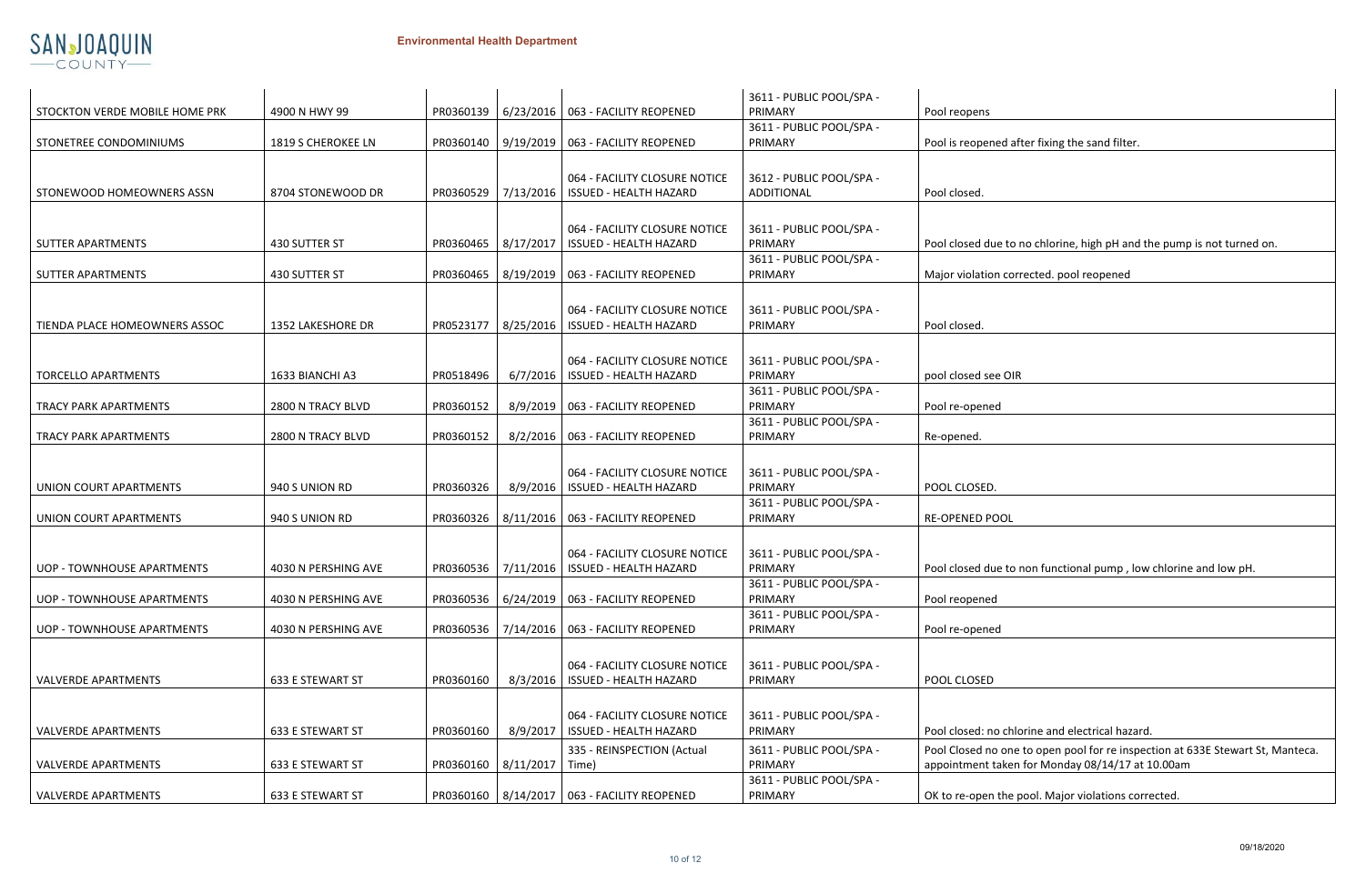| | | | | | | |
|---|---|---|---|---|---|---|
| STOCKTON VERDE MOBILE HOME PRK | 4900 N HWY 99 | PR0360139 | 6/23/2016 | 063 - FACILITY REOPENED | 3611 - PUBLIC POOL/SPA - PRIMARY | Pool reopens |
| STONETREE CONDOMINIUMS | 1819 S CHEROKEE LN | PR0360140 | 9/19/2019 | 063 - FACILITY REOPENED | 3611 - PUBLIC POOL/SPA - PRIMARY | Pool is reopened after fixing the sand filter. |
| STONEWOOD HOMEOWNERS ASSN | 8704 STONEWOOD DR | PR0360529 | 7/13/2016 | 064 - FACILITY CLOSURE NOTICE ISSUED - HEALTH HAZARD | 3612 - PUBLIC POOL/SPA - ADDITIONAL | Pool closed. |
| SUTTER APARTMENTS | 430 SUTTER ST | PR0360465 | 8/17/2017 | 064 - FACILITY CLOSURE NOTICE ISSUED - HEALTH HAZARD | 3611 - PUBLIC POOL/SPA - PRIMARY | Pool closed due to no chlorine, high pH and the pump is not turned on. |
| SUTTER APARTMENTS | 430 SUTTER ST | PR0360465 | 8/19/2019 | 063 - FACILITY REOPENED | 3611 - PUBLIC POOL/SPA - PRIMARY | Major violation corrected. pool reopened |
| TIENDA PLACE HOMEOWNERS ASSOC | 1352 LAKESHORE DR | PR0523177 | 8/25/2016 | 064 - FACILITY CLOSURE NOTICE ISSUED - HEALTH HAZARD | 3611 - PUBLIC POOL/SPA - PRIMARY | Pool closed. |
| TORCELLO APARTMENTS | 1633 BIANCHI A3 | PR0518496 | 6/7/2016 | 064 - FACILITY CLOSURE NOTICE ISSUED - HEALTH HAZARD | 3611 - PUBLIC POOL/SPA - PRIMARY | pool closed see OIR |
| TRACY PARK APARTMENTS | 2800 N TRACY BLVD | PR0360152 | 8/9/2019 | 063 - FACILITY REOPENED | 3611 - PUBLIC POOL/SPA - PRIMARY | Pool re-opened |
| TRACY PARK APARTMENTS | 2800 N TRACY BLVD | PR0360152 | 8/2/2016 | 063 - FACILITY REOPENED | 3611 - PUBLIC POOL/SPA - PRIMARY | Re-opened. |
| UNION COURT APARTMENTS | 940 S UNION RD | PR0360326 | 8/9/2016 | 064 - FACILITY CLOSURE NOTICE ISSUED - HEALTH HAZARD | 3611 - PUBLIC POOL/SPA - PRIMARY | POOL CLOSED. |
| UNION COURT APARTMENTS | 940 S UNION RD | PR0360326 | 8/11/2016 | 063 - FACILITY REOPENED | 3611 - PUBLIC POOL/SPA - PRIMARY | RE-OPENED POOL |
| UOP - TOWNHOUSE APARTMENTS | 4030 N PERSHING AVE | PR0360536 | 7/11/2016 | 064 - FACILITY CLOSURE NOTICE ISSUED - HEALTH HAZARD | 3611 - PUBLIC POOL/SPA - PRIMARY | Pool closed due to non functional pump , low chlorine and low pH. |
| UOP - TOWNHOUSE APARTMENTS | 4030 N PERSHING AVE | PR0360536 | 6/24/2019 | 063 - FACILITY REOPENED | 3611 - PUBLIC POOL/SPA - PRIMARY | Pool reopened |
| UOP - TOWNHOUSE APARTMENTS | 4030 N PERSHING AVE | PR0360536 | 7/14/2016 | 063 - FACILITY REOPENED | 3611 - PUBLIC POOL/SPA - PRIMARY | Pool re-opened |
| VALVERDE APARTMENTS | 633 E STEWART ST | PR0360160 | 8/3/2016 | 064 - FACILITY CLOSURE NOTICE ISSUED - HEALTH HAZARD | 3611 - PUBLIC POOL/SPA - PRIMARY | POOL CLOSED |
| VALVERDE APARTMENTS | 633 E STEWART ST | PR0360160 | 8/9/2017 | 064 - FACILITY CLOSURE NOTICE ISSUED - HEALTH HAZARD | 3611 - PUBLIC POOL/SPA - PRIMARY | Pool closed: no chlorine and electrical hazard. |
| VALVERDE APARTMENTS | 633 E STEWART ST | PR0360160 | 8/11/2017 | 335 - REINSPECTION (Actual Time) | 3611 - PUBLIC POOL/SPA - PRIMARY | Pool Closed no one to open pool for re inspection at 633E Stewart St, Manteca. appointment taken for Monday 08/14/17 at 10.00am |
| VALVERDE APARTMENTS | 633 E STEWART ST | PR0360160 | 8/14/2017 | 063 - FACILITY REOPENED | 3611 - PUBLIC POOL/SPA - PRIMARY | OK to re-open the pool. Major violations corrected. |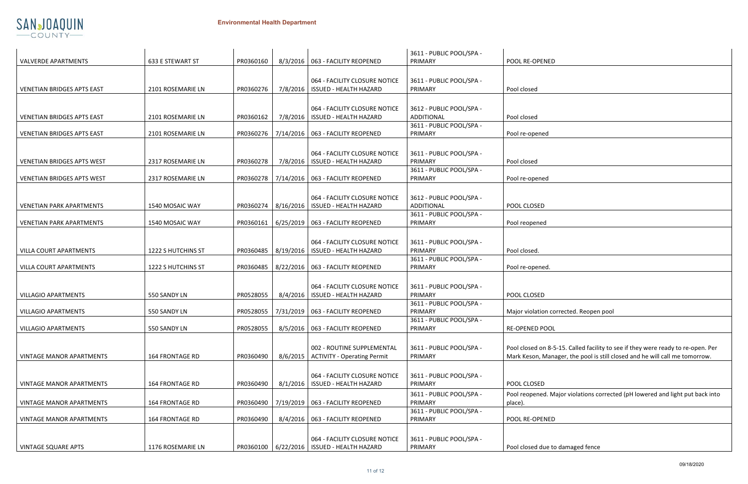| | | | | | | |
|---|---|---|---|---|---|---|
| VALVERDE APARTMENTS | 633 E STEWART ST | PR0360160 | 8/3/2016 | 063 - FACILITY REOPENED | 3611 - PUBLIC POOL/SPA - PRIMARY | POOL RE-OPENED |
| VENETIAN BRIDGES APTS EAST | 2101 ROSEMARIE LN | PR0360276 | 7/8/2016 | 064 - FACILITY CLOSURE NOTICE ISSUED - HEALTH HAZARD | 3611 - PUBLIC POOL/SPA - PRIMARY | Pool closed |
| VENETIAN BRIDGES APTS EAST | 2101 ROSEMARIE LN | PR0360162 | 7/8/2016 | 064 - FACILITY CLOSURE NOTICE ISSUED - HEALTH HAZARD | 3612 - PUBLIC POOL/SPA - ADDITIONAL | Pool closed |
| VENETIAN BRIDGES APTS EAST | 2101 ROSEMARIE LN | PR0360276 | 7/14/2016 | 063 - FACILITY REOPENED | 3611 - PUBLIC POOL/SPA - PRIMARY | Pool re-opened |
| VENETIAN BRIDGES APTS WEST | 2317 ROSEMARIE LN | PR0360278 | 7/8/2016 | 064 - FACILITY CLOSURE NOTICE ISSUED - HEALTH HAZARD | 3611 - PUBLIC POOL/SPA - PRIMARY | Pool closed |
| VENETIAN BRIDGES APTS WEST | 2317 ROSEMARIE LN | PR0360278 | 7/14/2016 | 063 - FACILITY REOPENED | 3611 - PUBLIC POOL/SPA - PRIMARY | Pool re-opened |
| VENETIAN PARK APARTMENTS | 1540 MOSAIC WAY | PR0360274 | 8/16/2016 | 064 - FACILITY CLOSURE NOTICE ISSUED - HEALTH HAZARD | 3612 - PUBLIC POOL/SPA - ADDITIONAL | POOL CLOSED |
| VENETIAN PARK APARTMENTS | 1540 MOSAIC WAY | PR0360161 | 6/25/2019 | 063 - FACILITY REOPENED | 3611 - PUBLIC POOL/SPA - PRIMARY | Pool reopened |
| VILLA COURT APARTMENTS | 1222 S HUTCHINS ST | PR0360485 | 8/19/2016 | 064 - FACILITY CLOSURE NOTICE ISSUED - HEALTH HAZARD | 3611 - PUBLIC POOL/SPA - PRIMARY | Pool closed. |
| VILLA COURT APARTMENTS | 1222 S HUTCHINS ST | PR0360485 | 8/22/2016 | 063 - FACILITY REOPENED | 3611 - PUBLIC POOL/SPA - PRIMARY | Pool re-opened. |
| VILLAGIO APARTMENTS | 550 SANDY LN | PR0528055 | 8/4/2016 | 064 - FACILITY CLOSURE NOTICE ISSUED - HEALTH HAZARD | 3611 - PUBLIC POOL/SPA - PRIMARY | POOL CLOSED |
| VILLAGIO APARTMENTS | 550 SANDY LN | PR0528055 | 7/31/2019 | 063 - FACILITY REOPENED | 3611 - PUBLIC POOL/SPA - PRIMARY | Major violation corrected. Reopen pool |
| VILLAGIO APARTMENTS | 550 SANDY LN | PR0528055 | 8/5/2016 | 063 - FACILITY REOPENED | 3611 - PUBLIC POOL/SPA - PRIMARY | RE-OPENED POOL |
| VINTAGE MANOR APARTMENTS | 164 FRONTAGE RD | PR0360490 | 8/6/2015 | 002 - ROUTINE SUPPLEMENTAL ACTIVITY - Operating Permit | 3611 - PUBLIC POOL/SPA - PRIMARY | Pool closed on 8-5-15. Called facility to see if they were ready to re-open. Per Mark Keson, Manager, the pool is still closed and he will call me tomorrow. |
| VINTAGE MANOR APARTMENTS | 164 FRONTAGE RD | PR0360490 | 8/1/2016 | 064 - FACILITY CLOSURE NOTICE ISSUED - HEALTH HAZARD | 3611 - PUBLIC POOL/SPA - PRIMARY | POOL CLOSED |
| VINTAGE MANOR APARTMENTS | 164 FRONTAGE RD | PR0360490 | 7/19/2019 | 063 - FACILITY REOPENED | 3611 - PUBLIC POOL/SPA - PRIMARY | Pool reopened. Major violations corrected (pH lowered and light put back into place). |
| VINTAGE MANOR APARTMENTS | 164 FRONTAGE RD | PR0360490 | 8/4/2016 | 063 - FACILITY REOPENED | 3611 - PUBLIC POOL/SPA - PRIMARY | POOL RE-OPENED |
| VINTAGE SQUARE APTS | 1176 ROSEMARIE LN | PR0360100 | 6/22/2016 | 064 - FACILITY CLOSURE NOTICE ISSUED - HEALTH HAZARD | 3611 - PUBLIC POOL/SPA - PRIMARY | Pool closed due to damaged fence |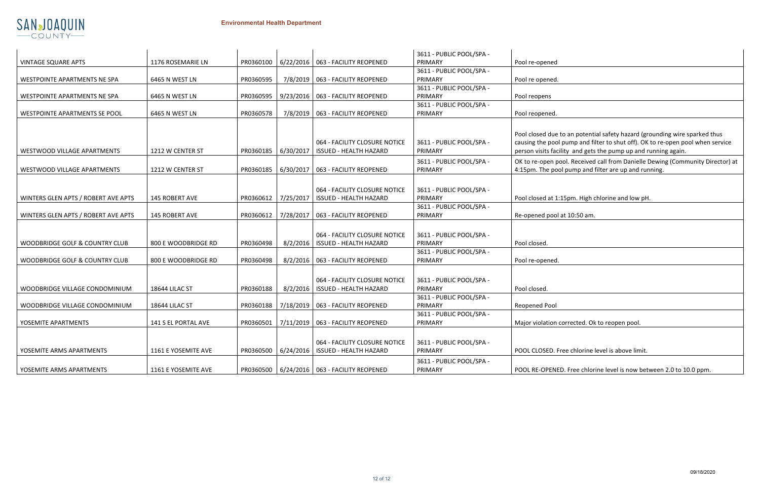| | | | | | | |
|---|---|---|---|---|---|---|
| VINTAGE SQUARE APTS | 1176 ROSEMARIE LN | PR0360100 | 6/22/2016 | 063 - FACILITY REOPENED | 3611 - PUBLIC POOL/SPA - PRIMARY | Pool re-opened |
| WESTPOINTE APARTMENTS NE SPA | 6465 N WEST LN | PR0360595 | 7/8/2019 | 063 - FACILITY REOPENED | 3611 - PUBLIC POOL/SPA - PRIMARY | Pool re opened. |
| WESTPOINTE APARTMENTS NE SPA | 6465 N WEST LN | PR0360595 | 9/23/2016 | 063 - FACILITY REOPENED | 3611 - PUBLIC POOL/SPA - PRIMARY | Pool reopens |
| WESTPOINTE APARTMENTS SE POOL | 6465 N WEST LN | PR0360578 | 7/8/2019 | 063 - FACILITY REOPENED | 3611 - PUBLIC POOL/SPA - PRIMARY | Pool reopened. |
| WESTWOOD VILLAGE APARTMENTS | 1212 W CENTER ST | PR0360185 | 6/30/2017 | 064 - FACILITY CLOSURE NOTICE ISSUED - HEALTH HAZARD | 3611 - PUBLIC POOL/SPA - PRIMARY | Pool closed due to an potential safety hazard (grounding wire sparked thus causing the pool pump and filter to shut off). OK to re-open pool when service person visits facility and gets the pump up and running again. |
| WESTWOOD VILLAGE APARTMENTS | 1212 W CENTER ST | PR0360185 | 6/30/2017 | 063 - FACILITY REOPENED | 3611 - PUBLIC POOL/SPA - PRIMARY | OK to re-open pool. Received call from Danielle Dewing (Community Director) at 4:15pm. The pool pump and filter are up and running. |
| WINTERS GLEN APTS / ROBERT AVE APTS | 145 ROBERT AVE | PR0360612 | 7/25/2017 | 064 - FACILITY CLOSURE NOTICE ISSUED - HEALTH HAZARD | 3611 - PUBLIC POOL/SPA - PRIMARY | Pool closed at 1:15pm. High chlorine and low pH. |
| WINTERS GLEN APTS / ROBERT AVE APTS | 145 ROBERT AVE | PR0360612 | 7/28/2017 | 063 - FACILITY REOPENED | 3611 - PUBLIC POOL/SPA - PRIMARY | Re-opened pool at 10:50 am. |
| WOODBRIDGE GOLF & COUNTRY CLUB | 800 E WOODBRIDGE RD | PR0360498 | 8/2/2016 | 064 - FACILITY CLOSURE NOTICE ISSUED - HEALTH HAZARD | 3611 - PUBLIC POOL/SPA - PRIMARY | Pool closed. |
| WOODBRIDGE GOLF & COUNTRY CLUB | 800 E WOODBRIDGE RD | PR0360498 | 8/2/2016 | 063 - FACILITY REOPENED | 3611 - PUBLIC POOL/SPA - PRIMARY | Pool re-opened. |
| WOODBRIDGE VILLAGE CONDOMINIUM | 18644 LILAC ST | PR0360188 | 8/2/2016 | 064 - FACILITY CLOSURE NOTICE ISSUED - HEALTH HAZARD | 3611 - PUBLIC POOL/SPA - PRIMARY | Pool closed. |
| WOODBRIDGE VILLAGE CONDOMINIUM | 18644 LILAC ST | PR0360188 | 7/18/2019 | 063 - FACILITY REOPENED | 3611 - PUBLIC POOL/SPA - PRIMARY | Reopened Pool |
| YOSEMITE APARTMENTS | 141 S EL PORTAL AVE | PR0360501 | 7/11/2019 | 063 - FACILITY REOPENED | 3611 - PUBLIC POOL/SPA - PRIMARY | Major violation corrected. Ok to reopen pool. |
| YOSEMITE ARMS APARTMENTS | 1161 E YOSEMITE AVE | PR0360500 | 6/24/2016 | 064 - FACILITY CLOSURE NOTICE ISSUED - HEALTH HAZARD | 3611 - PUBLIC POOL/SPA - PRIMARY | POOL CLOSED. Free chlorine level is above limit. |
| YOSEMITE ARMS APARTMENTS | 1161 E YOSEMITE AVE | PR0360500 | 6/24/2016 | 063 - FACILITY REOPENED | 3611 - PUBLIC POOL/SPA - PRIMARY | POOL RE-OPENED. Free chlorine level is now between 2.0 to 10.0 ppm. |